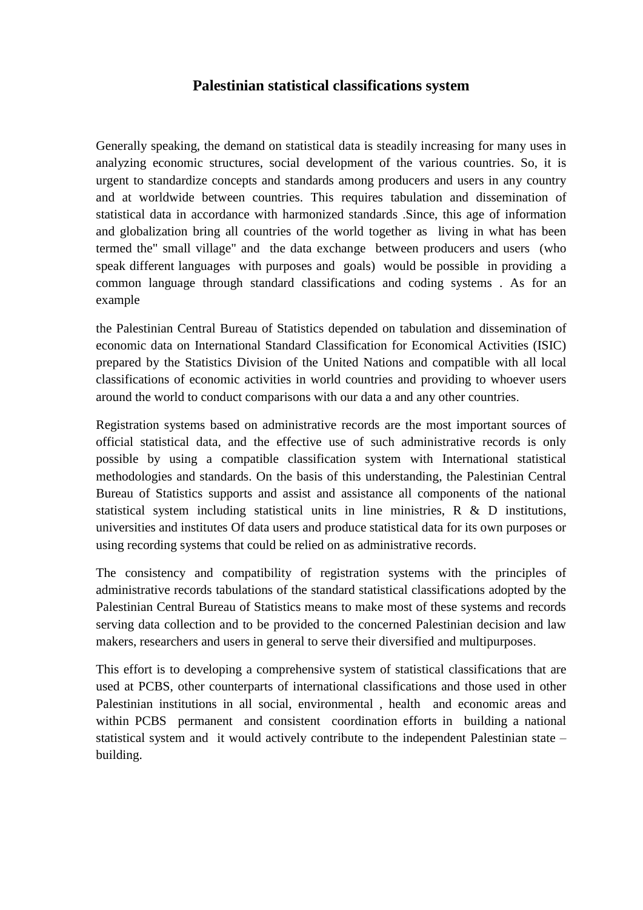# Palestinian statistical classifications system

Generally speaking, the demand on statistical data is steadily increasing for many uses in analyzing economic structures, social development of the various countries. So, it is urgent to standardize concepts and standards among producers and users in any country and at worldwide between countries. This requires tabulation and dissemination of statistical data in accordance with harmonized standards .Since, this age of information and globalization bring all countries of the world together as living in what has been termed the" small village" and the data exchange between producers and users (who speak different languages with purposes and goals) would be possible in providing a common language through standard classifications and coding systems . As for an example

the Palestinian Central Bureau of Statistics depended on tabulation and dissemination of economic data on International Standard Classification for Economical Activities (ISIC) prepared by the Statistics Division of the United Nations and compatible with all local classifications of economic activities in world countries and providing to whoever users around the world to conduct comparisons with our data a and any other countries.

Registration systems based on administrative records are the most important sources of official statistical data, and the effective use of such administrative records is only possible by using a compatible classification system with International statistical methodologies and standards. On the basis of this understanding, the Palestinian Central Bureau of Statistics supports and assist and assistance all components of the national statistical system including statistical units in line ministries, R & D institutions, universities and institutes Of data users and produce statistical data for its own purposes or using recording systems that could be relied on as administrative records.

The consistency and compatibility of registration systems with the principles of administrative records tabulations of the standard statistical classifications adopted by the Palestinian Central Bureau of Statistics means to make most of these systems and records serving data collection and to be provided to the concerned Palestinian decision and law makers, researchers and users in general to serve their diversified and multipurposes.

This effort is to developing a comprehensive system of statistical classifications that are used at PCBS, other counterparts of international classifications and those used in other Palestinian institutions in all social, environmental , health and economic areas and within PCBS permanent and consistent coordination efforts in building a national statistical system and it would actively contribute to the independent Palestinian state – building.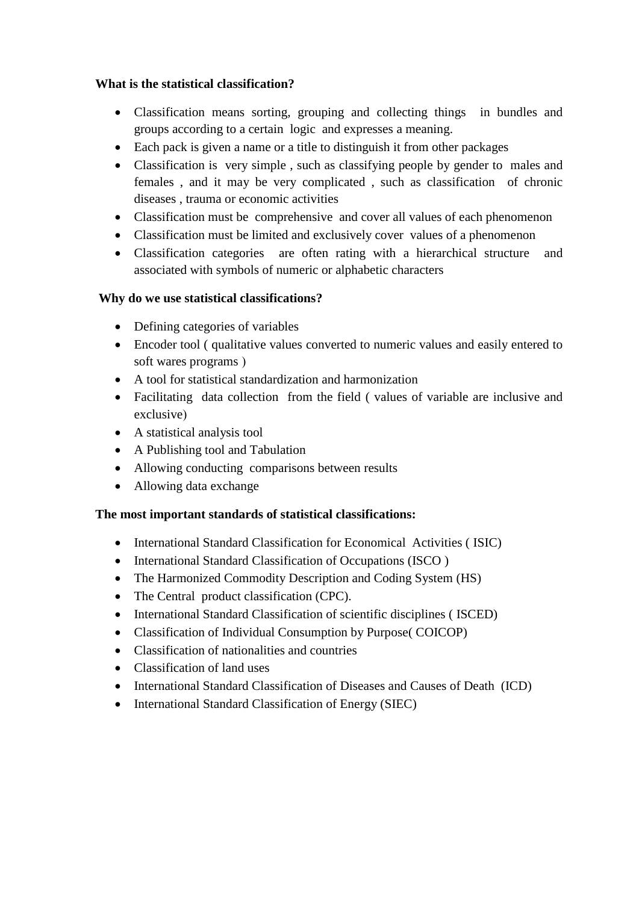**What is the statistical classification?**

- Classification means sorting, grouping and collecting things in bundles and groups according to a certain logic and expresses a meaning.
- Each pack is given a name or a title to distinguish it from other packages
- Classification is very simple , such as classifying people by gender to males and females , and it may be very complicated , such as classification of chronic diseases , trauma or economic activities
- Classification must be comprehensive and cover all values of each phenomenon
- Classification must be limited and exclusively cover values of a phenomenon
- Classification categories are often rating with a hierarchical structure and associated with symbols of numeric or alphabetic characters

**Why do we use statistical classifications?**

- Defining categories of variables
- Encoder tool ( qualitative values converted to numeric values and easily entered to soft wares programs )
- A tool for statistical standardization and harmonization
- Facilitating data collection from the field ( values of variable are inclusive and exclusive)
- A statistical analysis tool
- A Publishing tool and Tabulation
- Allowing conducting comparisons between results
- Allowing data exchange

**The most important standards of statistical classifications:**

- International Standard Classification for Economical Activities ( ISIC)
- International Standard Classification of Occupations (ISCO )
- The Harmonized Commodity Description and Coding System (HS)
- The Central product classification (CPC).
- International Standard Classification of scientific disciplines ( ISCED)
- Classification of Individual Consumption by Purpose( COICOP)
- Classification of nationalities and countries
- Classification of land uses
- International Standard Classification of Diseases and Causes of Death (ICD)
- International Standard Classification of Energy (SIEC)